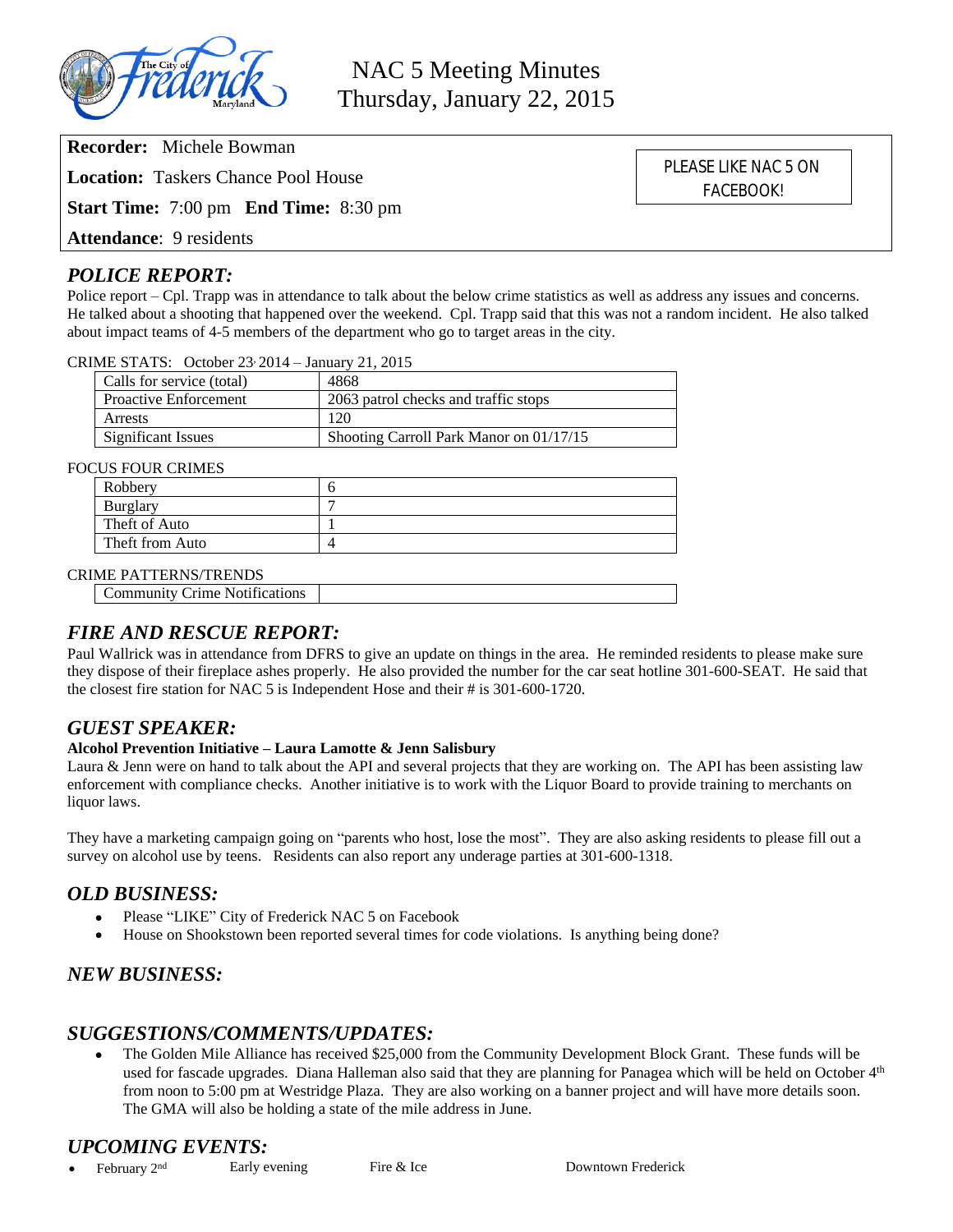# NAC 5 Meeting Minutes
Thursday, January 22, 2015

**Recorder:** Michele Bowman

**Location:** Taskers Chance Pool House

**Start Time:** 7:00 pm **End Time:** 8:30 pm

**Attendance**: 9 residents

PLEASE LIKE NAC 5 ON FACEBOOK!

## *POLICE REPORT:*

Police report – Cpl. Trapp was in attendance to talk about the below crime statistics as well as address any issues and concerns. He talked about a shooting that happened over the weekend. Cpl. Trapp said that this was not a random incident. He also talked about impact teams of 4-5 members of the department who go to target areas in the city.

CRIME STATS: October 23, 2014 – January 21, 2015

| | |
|---|---|
| Calls for service (total) | 4868 |
| Proactive Enforcement | 2063 patrol checks and traffic stops |
| Arrests | 120 |
| Significant Issues | Shooting Carroll Park Manor on 01/17/15 |

FOCUS FOUR CRIMES

| | |
|---|---|
| Robbery | 6 |
| Burglary | 7 |
| Theft of Auto | 1 |
| Theft from Auto | 4 |

CRIME PATTERNS/TRENDS

| | |
|---|---|
| Community Crime Notifications | |

## *FIRE AND RESCUE REPORT:*

Paul Wallrick was in attendance from DFRS to give an update on things in the area. He reminded residents to please make sure they dispose of their fireplace ashes properly. He also provided the number for the car seat hotline 301-600-SEAT. He said that the closest fire station for NAC 5 is Independent Hose and their # is 301-600-1720.

## *GUEST SPEAKER:*

**Alcohol Prevention Initiative – Laura Lamotte & Jenn Salisbury**

Laura & Jenn were on hand to talk about the API and several projects that they are working on. The API has been assisting law enforcement with compliance checks. Another initiative is to work with the Liquor Board to provide training to merchants on liquor laws.

They have a marketing campaign going on "parents who host, lose the most". They are also asking residents to please fill out a survey on alcohol use by teens. Residents can also report any underage parties at 301-600-1318.

## *OLD BUSINESS:*

- Please "LIKE" City of Frederick NAC 5 on Facebook
- House on Shookstown been reported several times for code violations. Is anything being done?

## *NEW BUSINESS:*

## *SUGGESTIONS/COMMENTS/UPDATES:*

- The Golden Mile Alliance has received $25,000 from the Community Development Block Grant. These funds will be used for fascade upgrades. Diana Halleman also said that they are planning for Panagea which will be held on October 4th from noon to 5:00 pm at Westridge Plaza. They are also working on a banner project and will have more details soon. The GMA will also be holding a state of the mile address in June.

## *UPCOMING EVENTS:*

- February 2nd Early evening Fire & Ice Downtown Frederick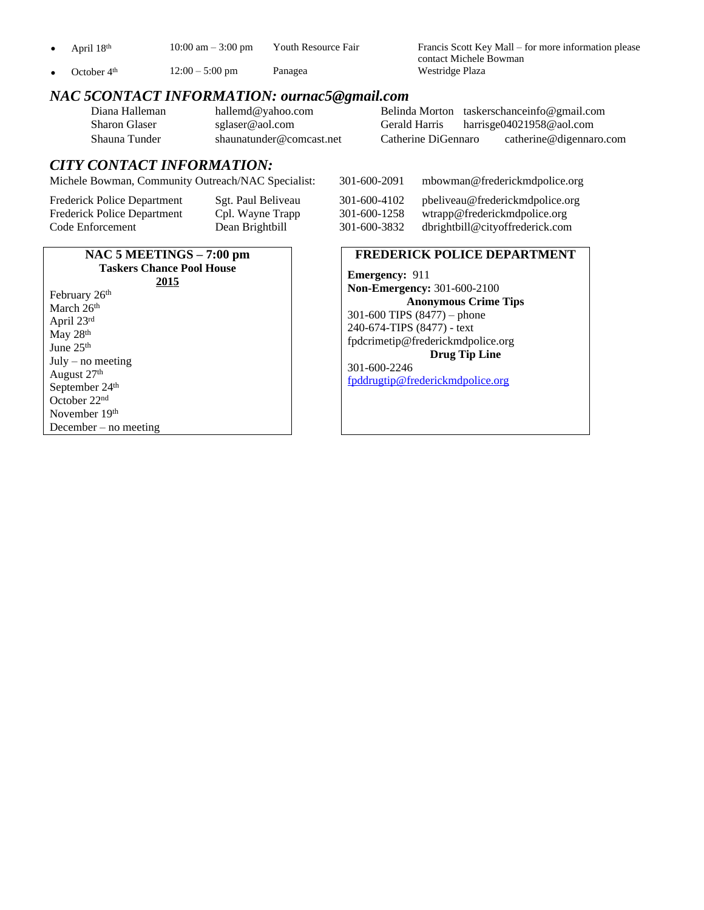- April 18th 10:00 am – 3:00 pm Youth Resource Fair Francis Scott Key Mall – for more information please contact Michele Bowman
- October 4th 12:00 – 5:00 pm Panagea Westridge Plaza

## *NAC 5CONTACT INFORMATION: ournac5@gmail.com*

| | | | |
|---|---|---|---|
| Diana Halleman | hallemd@yahoo.com | Belinda Morton | taskerschanceinfo@gmail.com |
| Sharon Glaser | sglaser@aol.com | Gerald Harris | harrisge04021958@aol.com |
| Shauna Tunder | shaunatunder@comcast.net | Catherine DiGennaro | catherine@digennaro.com |

## *CITY CONTACT INFORMATION:*

| | | | |
|---|---|---|---|
| Michele Bowman, Community Outreach/NAC Specialist: | | 301-600-2091 | mbowman@frederickmdpolice.org |
| Frederick Police Department | Sgt. Paul Beliveau | 301-600-4102 | pbeliveau@frederickmdpolice.org |
| Frederick Police Department | Cpl. Wayne Trapp | 301-600-1258 | wtrapp@frederickmdpolice.org |
| Code Enforcement | Dean Brightbill | 301-600-3832 | dbrightbill@cityoffrederick.com |

**NAC 5 MEETINGS – 7:00 pm**
**Taskers Chance Pool House**
**2015**

February 26th
March 26th
April 23rd
May 28th
June 25th
July – no meeting
August 27th
September 24th
October 22nd
November 19th
December – no meeting

**FREDERICK POLICE DEPARTMENT**

**Emergency:** 911
**Non-Emergency:** 301-600-2100

**Anonymous Crime Tips**

301-600 TIPS (8477) – phone
240-674-TIPS (8477) - text
fpdcrimetip@frederickmdpolice.org

**Drug Tip Line**

301-600-2246
fpddrugtip@frederickmdpolice.org